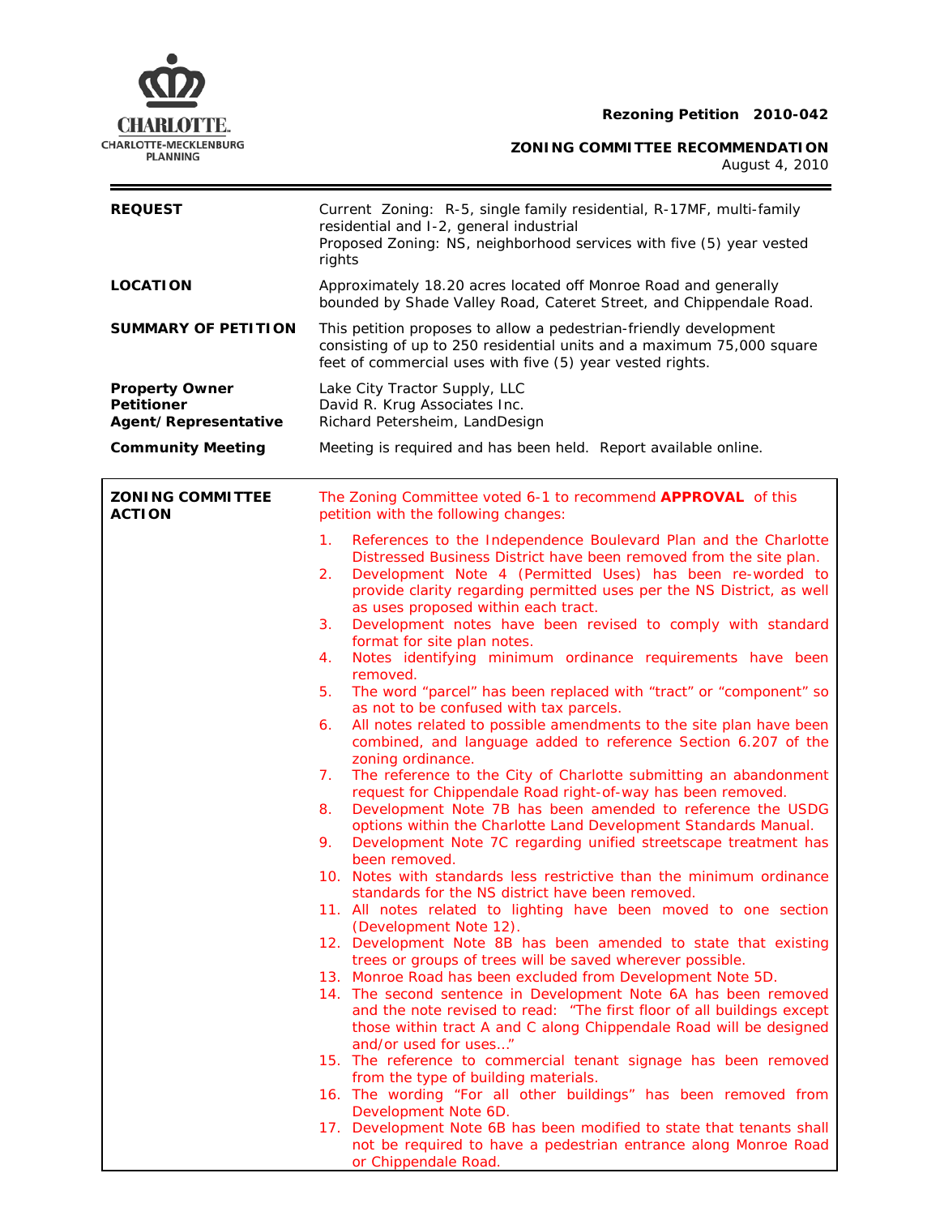**Rezoning Petition 2010-042**

**ZONING COMMITTEE RECOMMENDATION**
August 4, 2010

| | |
|---|---|
| **REQUEST** | Current Zoning: R-5, single family residential, R-17MF, multi-family residential and I-2, general industrial<br>Proposed Zoning: NS, neighborhood services with five (5) year vested rights |
| **LOCATION** | Approximately 18.20 acres located off Monroe Road and generally bounded by Shade Valley Road, Cateret Street, and Chippendale Road. |
| **SUMMARY OF PETITION** | This petition proposes to allow a pedestrian-friendly development consisting of up to 250 residential units and a maximum 75,000 square feet of commercial uses with five (5) year vested rights. |
| **Property Owner**<br>**Petitioner**<br>**Agent/Representative** | Lake City Tractor Supply, LLC<br>David R. Krug Associates Inc.<br>Richard Petersheim, LandDesign |
| **Community Meeting** | Meeting is required and has been held. Report available online. |

**ZONING COMMITTEE ACTION**

The Zoning Committee voted 6-1 to recommend **APPROVAL** of this petition with the following changes:

1. References to the Independence Boulevard Plan and the Charlotte Distressed Business District have been removed from the site plan.
2. Development Note 4 (Permitted Uses) has been re-worded to provide clarity regarding permitted uses per the NS District, as well as uses proposed within each tract.
3. Development notes have been revised to comply with standard format for site plan notes.
4. Notes identifying minimum ordinance requirements have been removed.
5. The word "parcel" has been replaced with "tract" or "component" so as not to be confused with tax parcels.
6. All notes related to possible amendments to the site plan have been combined, and language added to reference Section 6.207 of the zoning ordinance.
7. The reference to the City of Charlotte submitting an abandonment request for Chippendale Road right-of-way has been removed.
8. Development Note 7B has been amended to reference the USDG options within the Charlotte Land Development Standards Manual.
9. Development Note 7C regarding unified streetscape treatment has been removed.
10. Notes with standards less restrictive than the minimum ordinance standards for the NS district have been removed.
11. All notes related to lighting have been moved to one section (Development Note 12).
12. Development Note 8B has been amended to state that existing trees or groups of trees will be saved wherever possible.
13. Monroe Road has been excluded from Development Note 5D.
14. The second sentence in Development Note 6A has been removed and the note revised to read: "The first floor of all buildings except those within tract A and C along Chippendale Road will be designed and/or used for uses…"
15. The reference to commercial tenant signage has been removed from the type of building materials.
16. The wording "For all other buildings" has been removed from Development Note 6D.
17. Development Note 6B has been modified to state that tenants shall not be required to have a pedestrian entrance along Monroe Road or Chippendale Road.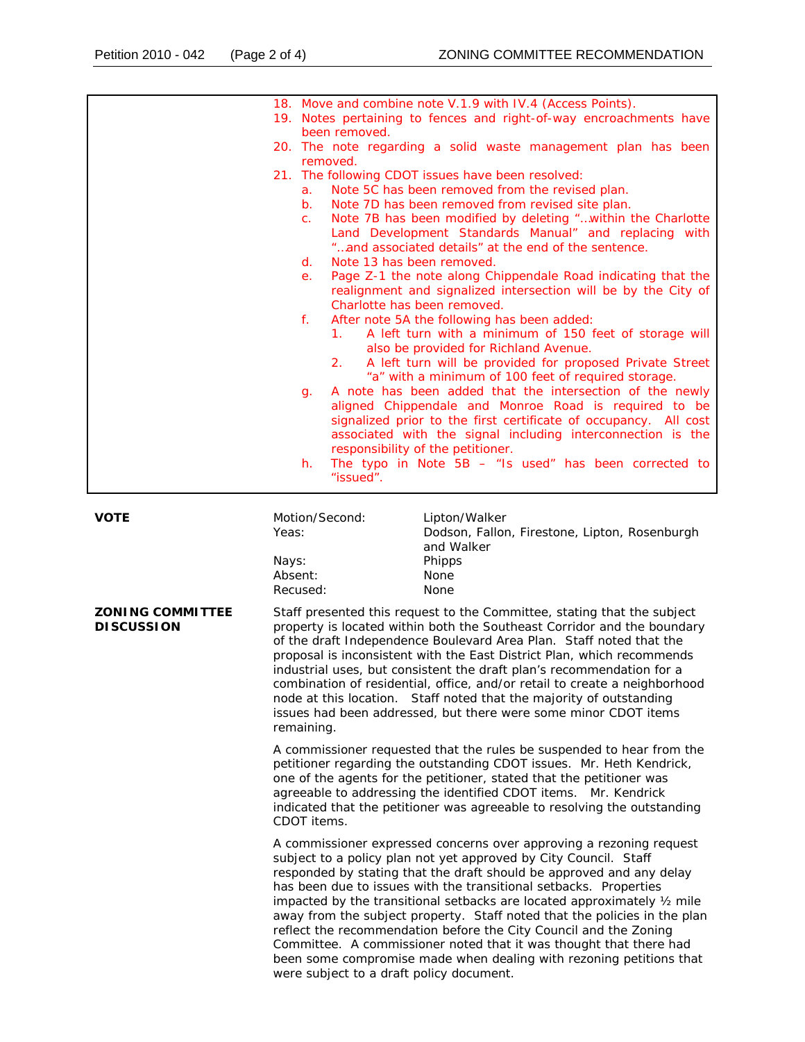18. Move and combine note V.1.9 with IV.4 (Access Points).
19. Notes pertaining to fences and right-of-way encroachments have been removed.
20. The note regarding a solid waste management plan has been removed.
21. The following CDOT issues have been resolved:
    a. Note 5C has been removed from the revised plan.
    b. Note 7D has been removed from revised site plan.
    c. Note 7B has been modified by deleting "…within the Charlotte Land Development Standards Manual" and replacing with "…and associated details" at the end of the sentence.
    d. Note 13 has been removed.
    e. Page Z-1 the note along Chippendale Road indicating that the realignment and signalized intersection will be by the City of Charlotte has been removed.
    f. After note 5A the following has been added:
        1. A left turn with a minimum of 150 feet of storage will also be provided for Richland Avenue.
        2. A left turn will be provided for proposed Private Street "a" with a minimum of 100 feet of required storage.
    g. A note has been added that the intersection of the newly aligned Chippendale and Monroe Road is required to be signalized prior to the first certificate of occupancy. All cost associated with the signal including interconnection is the responsibility of the petitioner.
    h. The typo in Note 5B – "Is used" has been corrected to "issued".

**VOTE**

| | |
|---|---|
| Motion/Second: | Lipton/Walker |
| Yeas: | Dodson, Fallon, Firestone, Lipton, Rosenburgh and Walker |
| Nays: | Phipps |
| Absent: | None |
| Recused: | None |

**ZONING COMMITTEE DISCUSSION**

Staff presented this request to the Committee, stating that the subject property is located within both the Southeast Corridor and the boundary of the draft Independence Boulevard Area Plan. Staff noted that the proposal is inconsistent with the East District Plan, which recommends industrial uses, but consistent the draft plan's recommendation for a combination of residential, office, and/or retail to create a neighborhood node at this location. Staff noted that the majority of outstanding issues had been addressed, but there were some minor CDOT items remaining.

A commissioner requested that the rules be suspended to hear from the petitioner regarding the outstanding CDOT issues. Mr. Heth Kendrick, one of the agents for the petitioner, stated that the petitioner was agreeable to addressing the identified CDOT items. Mr. Kendrick indicated that the petitioner was agreeable to resolving the outstanding CDOT items.

A commissioner expressed concerns over approving a rezoning request subject to a policy plan not yet approved by City Council. Staff responded by stating that the draft should be approved and any delay has been due to issues with the transitional setbacks. Properties impacted by the transitional setbacks are located approximately ½ mile away from the subject property. Staff noted that the policies in the plan reflect the recommendation before the City Council and the Zoning Committee. A commissioner noted that it was thought that there had been some compromise made when dealing with rezoning petitions that were subject to a draft policy document.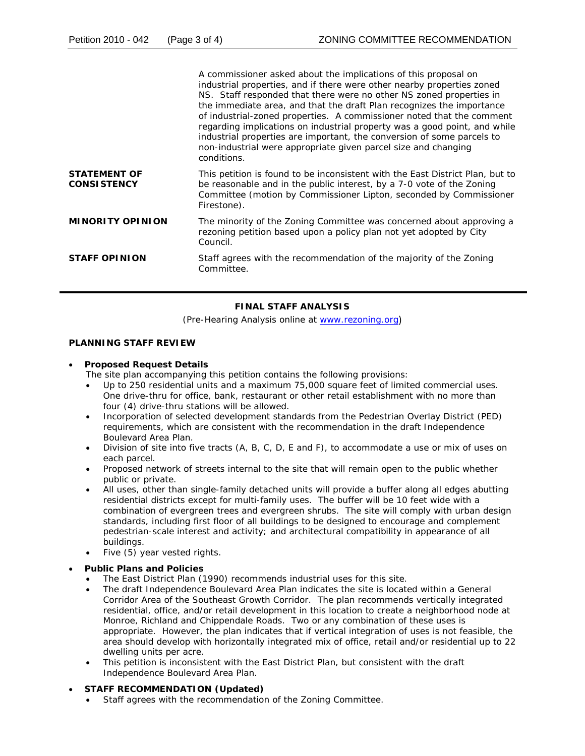A commissioner asked about the implications of this proposal on industrial properties, and if there were other nearby properties zoned NS. Staff responded that there were no other NS zoned properties in the immediate area, and that the draft Plan recognizes the importance of industrial-zoned properties. A commissioner noted that the comment regarding implications on industrial property was a good point, and while industrial properties are important, the conversion of some parcels to non-industrial were appropriate given parcel size and changing conditions.

**STATEMENT OF CONSISTENCY**

This petition is found to be inconsistent with the East District Plan, but to be reasonable and in the public interest, by a 7-0 vote of the Zoning Committee (motion by Commissioner Lipton, seconded by Commissioner Firestone).

**MINORITY OPINION**

The minority of the Zoning Committee was concerned about approving a rezoning petition based upon a policy plan not yet adopted by City Council.

**STAFF OPINION**

Staff agrees with the recommendation of the majority of the Zoning Committee.

---

## FINAL STAFF ANALYSIS

(Pre-Hearing Analysis online at www.rezoning.org)

### PLANNING STAFF REVIEW

- **Proposed Request Details**
  The site plan accompanying this petition contains the following provisions:
  - Up to 250 residential units and a maximum 75,000 square feet of limited commercial uses. One drive-thru for office, bank, restaurant or other retail establishment with no more than four (4) drive-thru stations will be allowed.
  - Incorporation of selected development standards from the Pedestrian Overlay District (PED) requirements, which are consistent with the recommendation in the draft Independence Boulevard Area Plan.
  - Division of site into five tracts (A, B, C, D, E and F), to accommodate a use or mix of uses on each parcel.
  - Proposed network of streets internal to the site that will remain open to the public whether public or private.
  - All uses, other than single-family detached units will provide a buffer along all edges abutting residential districts except for multi-family uses. The buffer will be 10 feet wide with a combination of evergreen trees and evergreen shrubs. The site will comply with urban design standards, including first floor of all buildings to be designed to encourage and complement pedestrian-scale interest and activity; and architectural compatibility in appearance of all buildings.
  - Five (5) year vested rights.

- **Public Plans and Policies**
  - The East District Plan (1990) recommends industrial uses for this site.
  - The draft Independence Boulevard Area Plan indicates the site is located within a General Corridor Area of the Southeast Growth Corridor. The plan recommends vertically integrated residential, office, and/or retail development in this location to create a neighborhood node at Monroe, Richland and Chippendale Roads. Two or any combination of these uses is appropriate. However, the plan indicates that if vertical integration of uses is not feasible, the area should develop with horizontally integrated mix of office, retail and/or residential up to 22 dwelling units per acre.
  - This petition is inconsistent with the East District Plan, but consistent with the draft Independence Boulevard Area Plan.

- **STAFF RECOMMENDATION (Updated)**
  - Staff agrees with the recommendation of the Zoning Committee.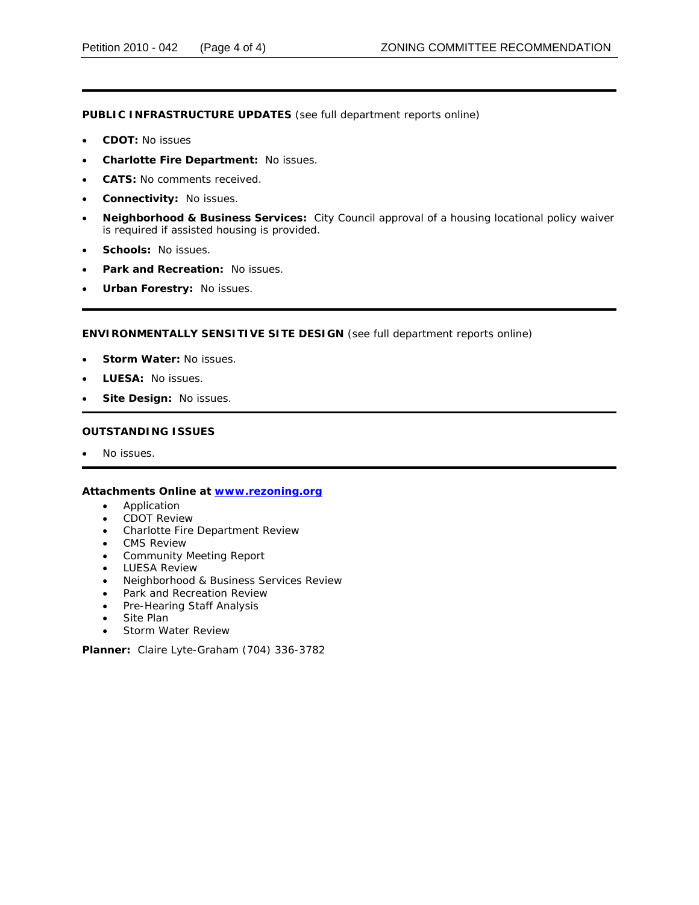**PUBLIC INFRASTRUCTURE UPDATES** (see full department reports online)

- **CDOT:** No issues
- **Charlotte Fire Department:** No issues.
- **CATS:** No comments received.
- **Connectivity:** No issues.
- **Neighborhood & Business Services:** City Council approval of a housing locational policy waiver is required if assisted housing is provided.
- **Schools:** No issues.
- **Park and Recreation:** No issues.
- **Urban Forestry:** No issues.

**ENVIRONMENTALLY SENSITIVE SITE DESIGN** (see full department reports online)

- **Storm Water:** No issues.
- **LUESA:** No issues.
- **Site Design:** No issues.

**OUTSTANDING ISSUES**

- No issues.

**Attachments Online at www.rezoning.org**

- Application
- CDOT Review
- Charlotte Fire Department Review
- CMS Review
- Community Meeting Report
- LUESA Review
- Neighborhood & Business Services Review
- Park and Recreation Review
- Pre-Hearing Staff Analysis
- Site Plan
- Storm Water Review

**Planner:** Claire Lyte-Graham (704) 336-3782